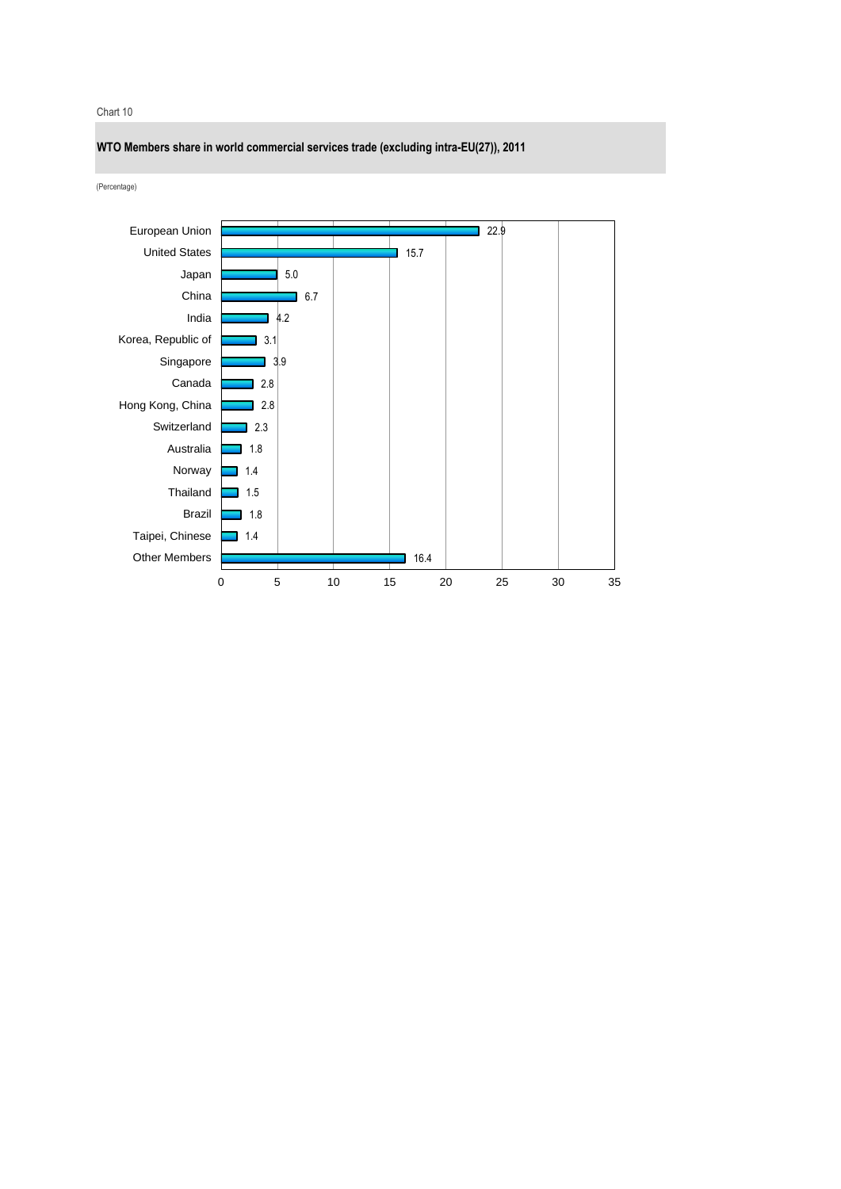Chart 10

**WTO Members share in world commercial services trade (excluding intra-EU(27)), 2011**

(Percentage)

| Member | Share |
|---|---|
| European Union | 22.9 |
| United States | 15.7 |
| Japan | 5.0 |
| China | 6.7 |
| India | 4.2 |
| Korea, Republic of | 3.1 |
| Singapore | 3.9 |
| Canada | 2.8 |
| Hong Kong, China | 2.8 |
| Switzerland | 2.3 |
| Australia | 1.8 |
| Norway | 1.4 |
| Thailand | 1.5 |
| Brazil | 1.8 |
| Taipei, Chinese | 1.4 |
| Other Members | 16.4 |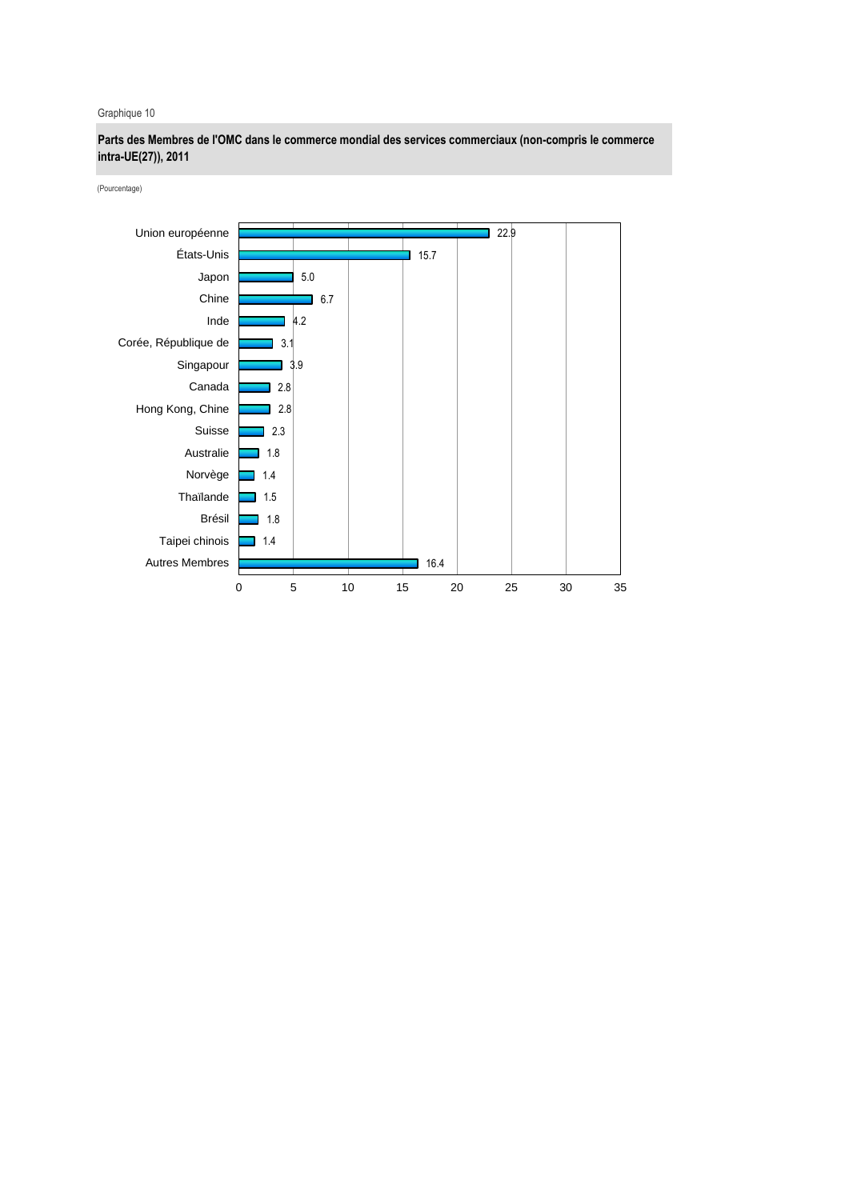Graphique 10

**Parts des Membres de l'OMC dans le commerce mondial des services commerciaux (non-compris le commerce intra-UE(27)), 2011**

(Pourcentage)

| Membre | Part (%) |
|---|---|
| Union européenne | 22.9 |
| États-Unis | 15.7 |
| Japon | 5.0 |
| Chine | 6.7 |
| Inde | 4.2 |
| Corée, République de | 3.1 |
| Singapour | 3.9 |
| Canada | 2.8 |
| Hong Kong, Chine | 2.8 |
| Suisse | 2.3 |
| Australie | 1.8 |
| Norvège | 1.4 |
| Thaïlande | 1.5 |
| Brésil | 1.8 |
| Taipei chinois | 1.4 |
| Autres Membres | 16.4 |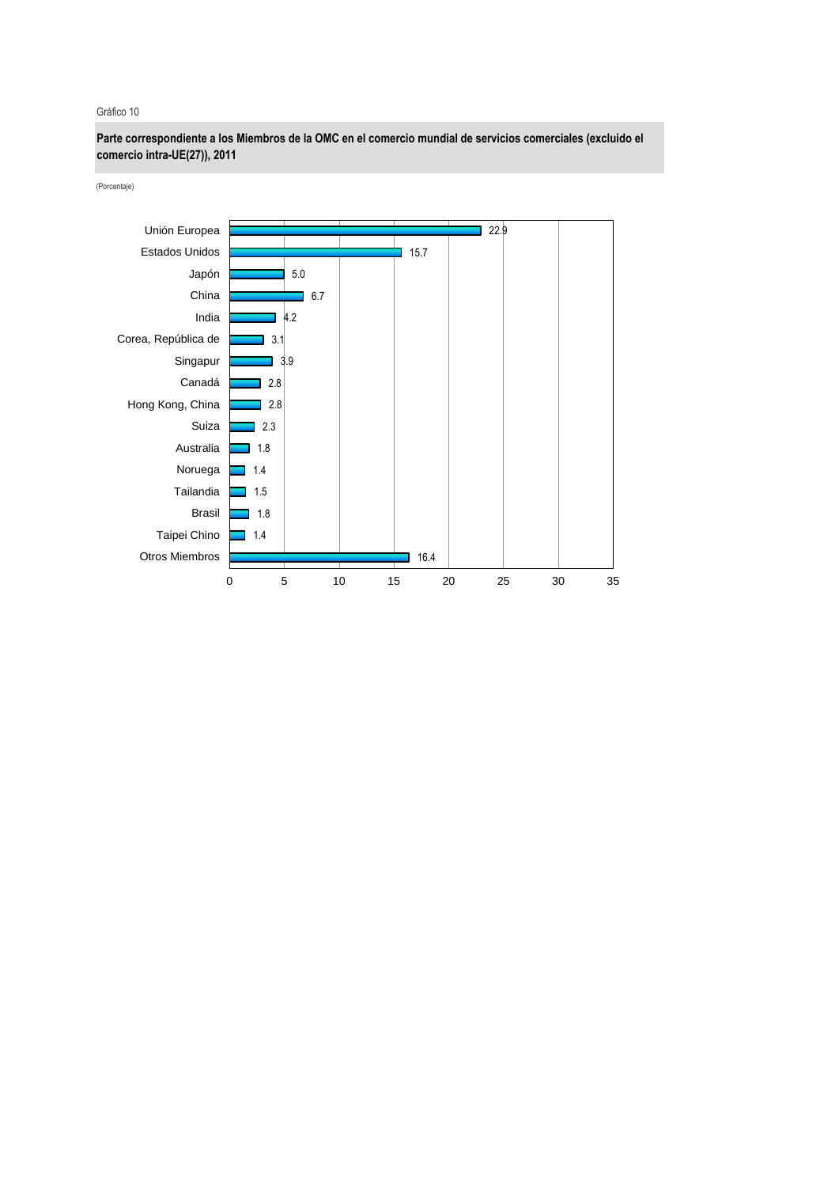Gráfico 10

**Parte correspondiente a los Miembros de la OMC en el comercio mundial de servicios comerciales (excluido el comercio intra-UE(27)), 2011**

(Porcentaje)

| Miembro | Porcentaje |
|---|---|
| Unión Europea | 22.9 |
| Estados Unidos | 15.7 |
| Japón | 5.0 |
| China | 6.7 |
| India | 4.2 |
| Corea, República de | 3.1 |
| Singapur | 3.9 |
| Canadá | 2.8 |
| Hong Kong, China | 2.8 |
| Suiza | 2.3 |
| Australia | 1.8 |
| Noruega | 1.4 |
| Tailandia | 1.5 |
| Brasil | 1.8 |
| Taipei Chino | 1.4 |
| Otros Miembros | 16.4 |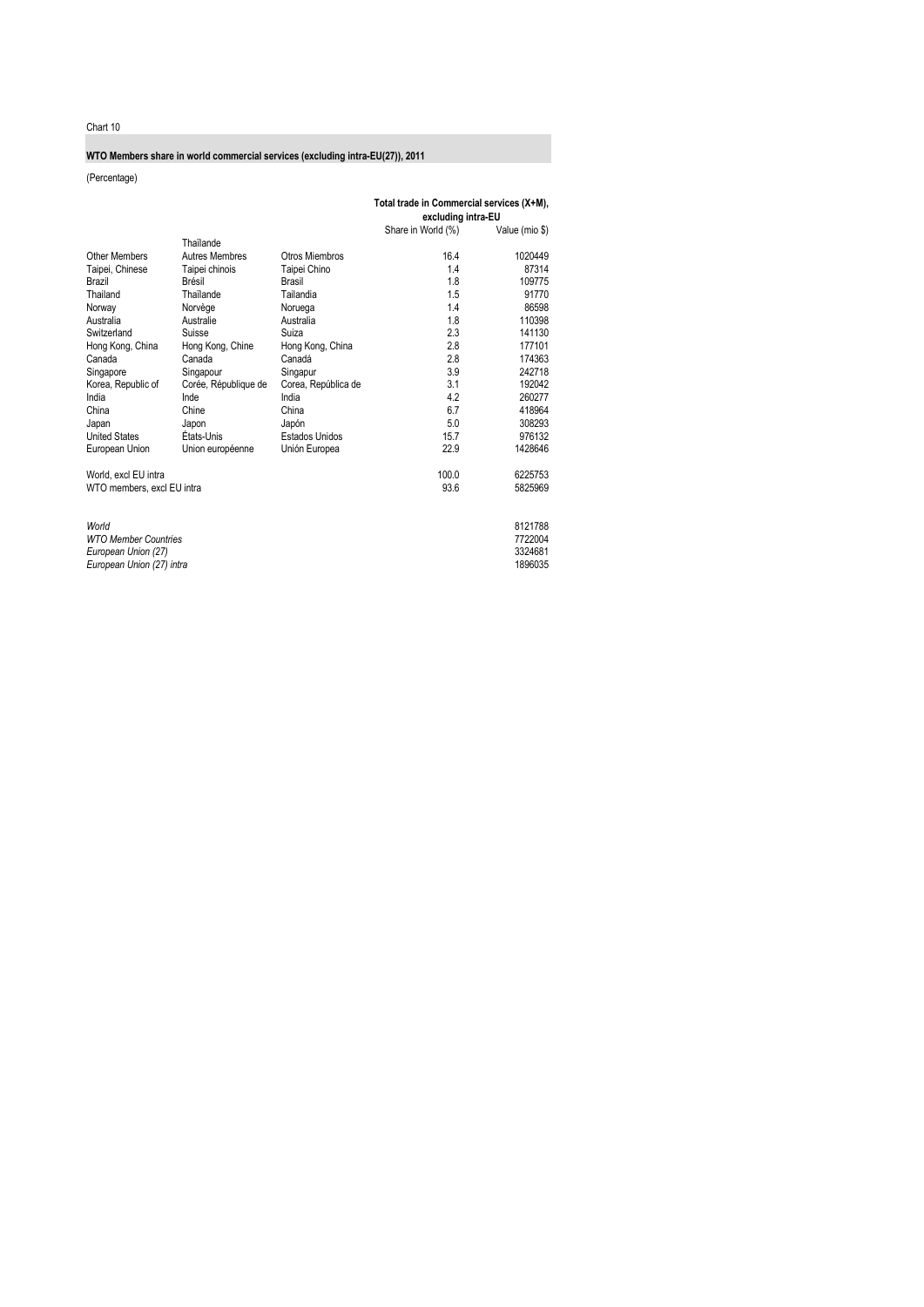Chart 10

**WTO Members share in world commercial services (excluding intra-EU(27)), 2011**

(Percentage)

| | | | Total trade in Commercial services (X+M), excluding intra-EU | |
|---|---|---|---|---|
| | | | Share in World (%) | Value (mio $) |
| | Thaïlande | | | |
| Other Members | Autres Membres | Otros Miembros | 16.4 | 1020449 |
| Taipei, Chinese | Taipei chinois | Taipei Chino | 1.4 | 87314 |
| Brazil | Brésil | Brasil | 1.8 | 109775 |
| Thailand | Thaïlande | Tailandia | 1.5 | 91770 |
| Norway | Norvège | Noruega | 1.4 | 86598 |
| Australia | Australie | Australia | 1.8 | 110398 |
| Switzerland | Suisse | Suiza | 2.3 | 141130 |
| Hong Kong, China | Hong Kong, Chine | Hong Kong, China | 2.8 | 177101 |
| Canada | Canada | Canadá | 2.8 | 174363 |
| Singapore | Singapour | Singapur | 3.9 | 242718 |
| Korea, Republic of | Corée, République de | Corea, República de | 3.1 | 192042 |
| India | Inde | India | 4.2 | 260277 |
| China | Chine | China | 6.7 | 418964 |
| Japan | Japon | Japón | 5.0 | 308293 |
| United States | États-Unis | Estados Unidos | 15.7 | 976132 |
| European Union | Union européenne | Unión Europea | 22.9 | 1428646 |
| World, excl EU intra | | | 100.0 | 6225753 |
| WTO members, excl EU intra | | | 93.6 | 5825969 |
| *World* | | | | 8121788 |
| *WTO Member Countries* | | | | 7722004 |
| *European Union (27)* | | | | 3324681 |
| *European Union (27) intra* | | | | 1896035 |